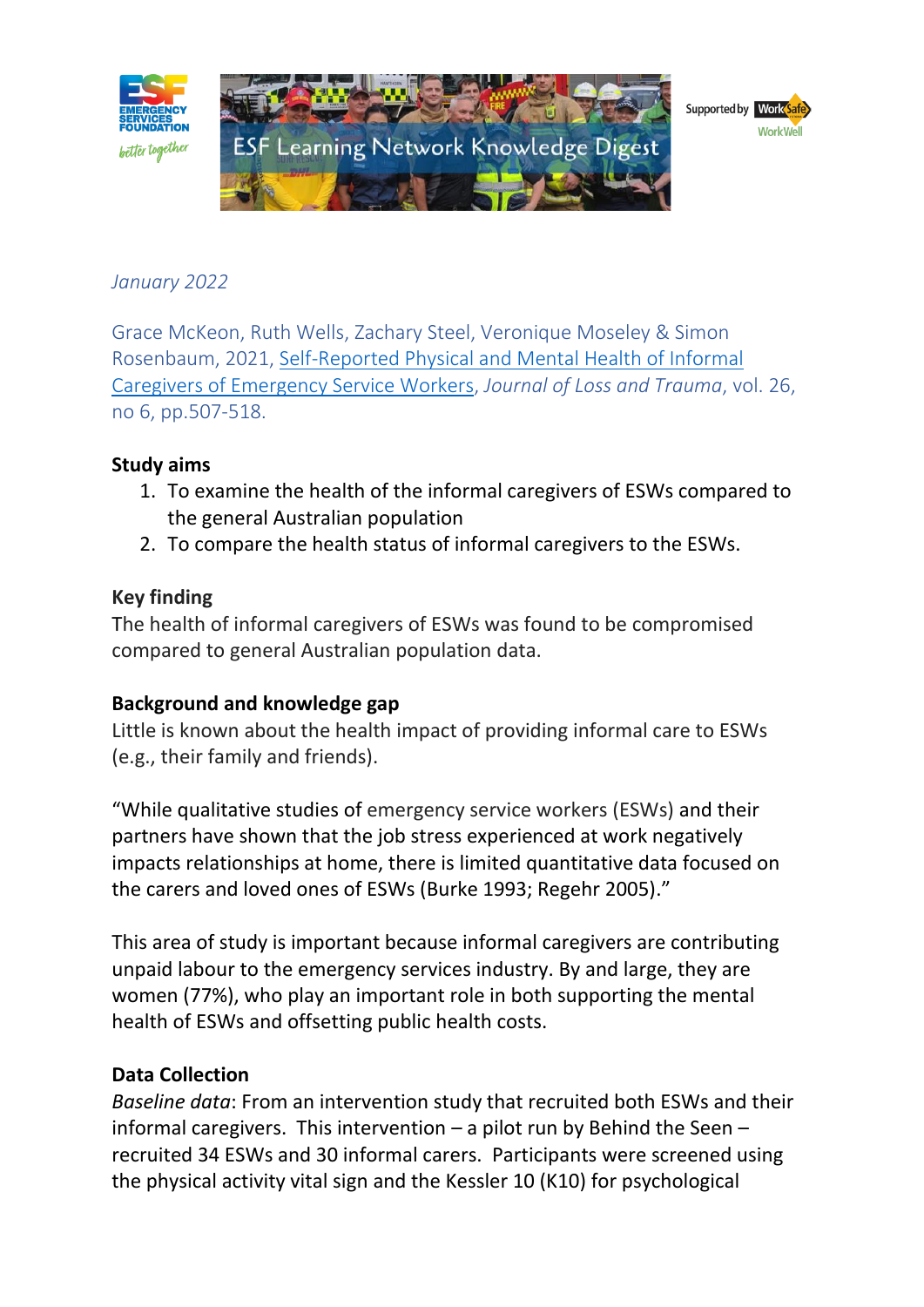ESF Learning Network Knowledge Digest

*January 2022*

Grace McKeon, Ruth Wells, Zachary Steel, Veronique Moseley & Simon Rosenbaum, 2021, Self-Reported Physical and Mental Health of Informal Caregivers of Emergency Service Workers, *Journal of Loss and Trauma*, vol. 26, no 6, pp.507-518.

**Study aims**

1. To examine the health of the informal caregivers of ESWs compared to the general Australian population
2. To compare the health status of informal caregivers to the ESWs.

**Key finding**

The health of informal caregivers of ESWs was found to be compromised compared to general Australian population data.

**Background and knowledge gap**

Little is known about the health impact of providing informal care to ESWs (e.g., their family and friends).

"While qualitative studies of emergency service workers (ESWs) and their partners have shown that the job stress experienced at work negatively impacts relationships at home, there is limited quantitative data focused on the carers and loved ones of ESWs (Burke 1993; Regehr 2005)."

This area of study is important because informal caregivers are contributing unpaid labour to the emergency services industry. By and large, they are women (77%), who play an important role in both supporting the mental health of ESWs and offsetting public health costs.

**Data Collection**

*Baseline data*: From an intervention study that recruited both ESWs and their informal caregivers. This intervention – a pilot run by Behind the Seen – recruited 34 ESWs and 30 informal carers. Participants were screened using the physical activity vital sign and the Kessler 10 (K10) for psychological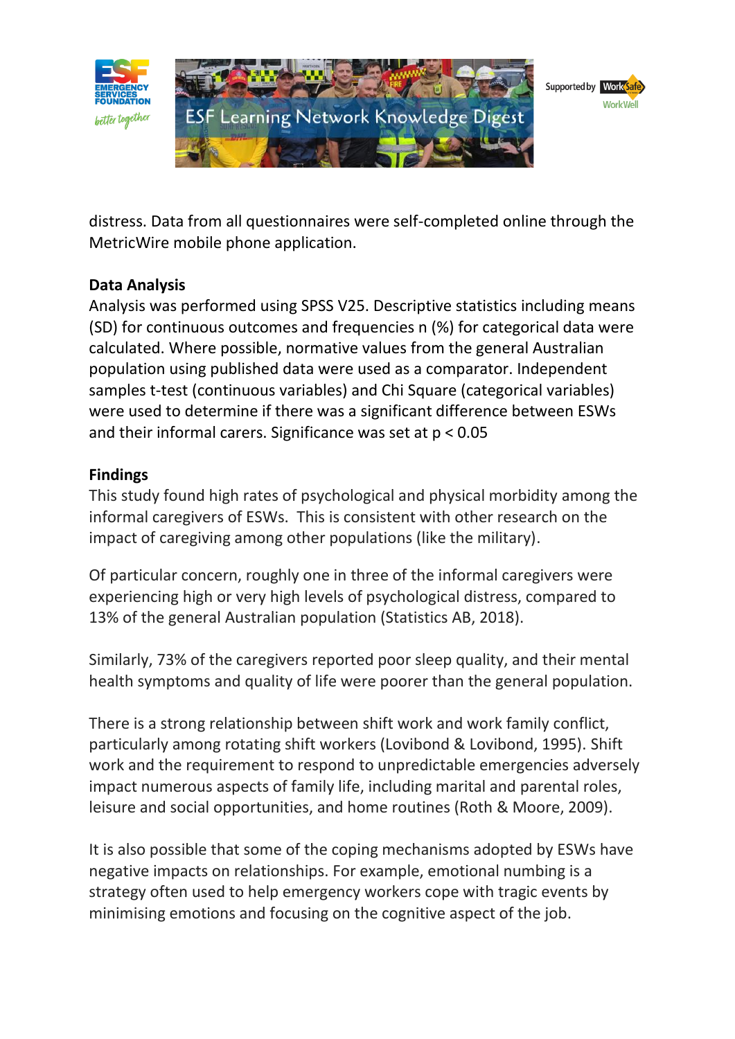distress. Data from all questionnaires were self-completed online through the MetricWire mobile phone application.

**Data Analysis**

Analysis was performed using SPSS V25. Descriptive statistics including means (SD) for continuous outcomes and frequencies n (%) for categorical data were calculated. Where possible, normative values from the general Australian population using published data were used as a comparator. Independent samples t-test (continuous variables) and Chi Square (categorical variables) were used to determine if there was a significant difference between ESWs and their informal carers. Significance was set at $p < 0.05$

**Findings**

This study found high rates of psychological and physical morbidity among the informal caregivers of ESWs. This is consistent with other research on the impact of caregiving among other populations (like the military).

Of particular concern, roughly one in three of the informal caregivers were experiencing high or very high levels of psychological distress, compared to 13% of the general Australian population (Statistics AB, 2018).

Similarly, 73% of the caregivers reported poor sleep quality, and their mental health symptoms and quality of life were poorer than the general population.

There is a strong relationship between shift work and work family conflict, particularly among rotating shift workers (Lovibond & Lovibond, 1995). Shift work and the requirement to respond to unpredictable emergencies adversely impact numerous aspects of family life, including marital and parental roles, leisure and social opportunities, and home routines (Roth & Moore, 2009).

It is also possible that some of the coping mechanisms adopted by ESWs have negative impacts on relationships. For example, emotional numbing is a strategy often used to help emergency workers cope with tragic events by minimising emotions and focusing on the cognitive aspect of the job.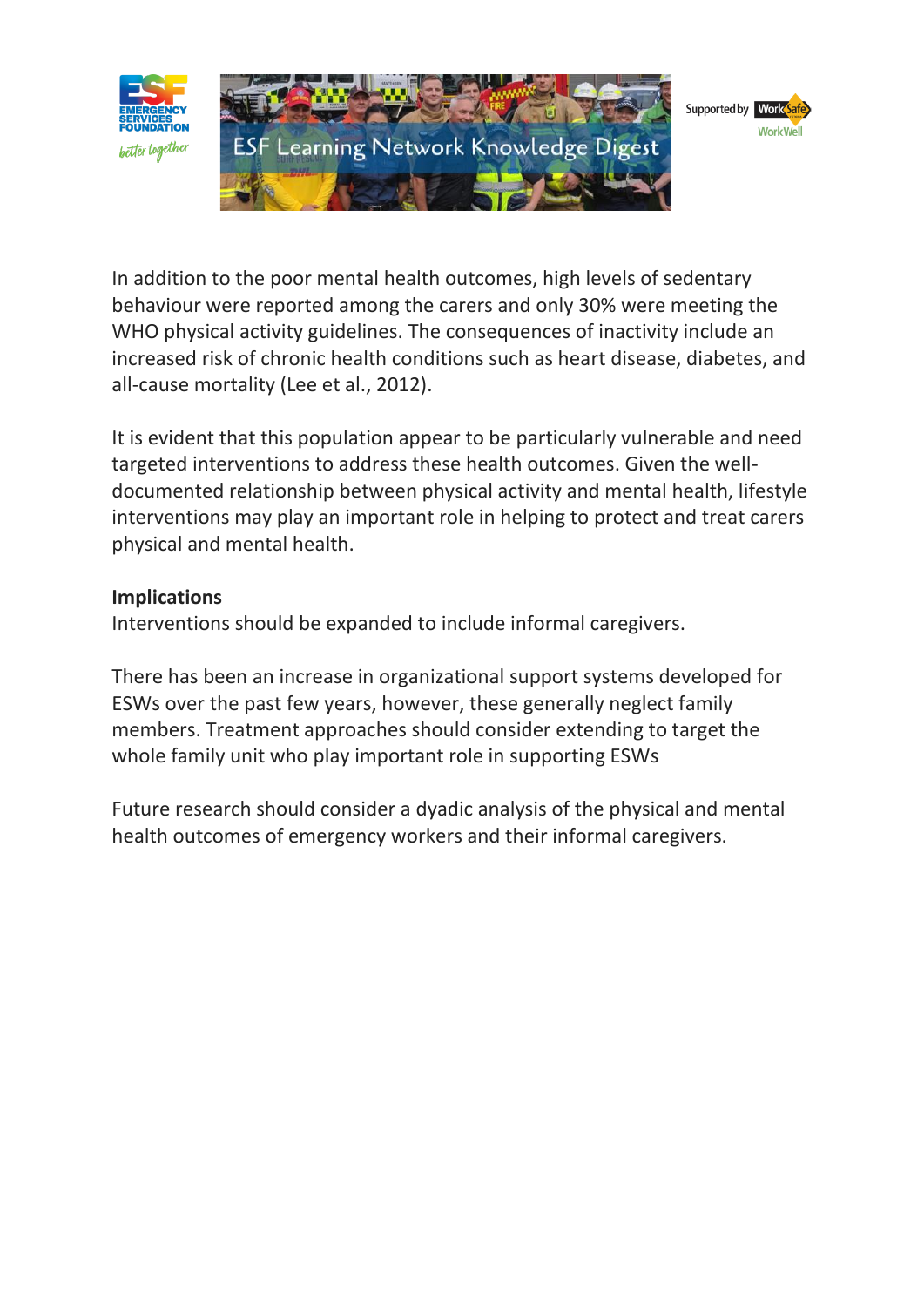In addition to the poor mental health outcomes, high levels of sedentary behaviour were reported among the carers and only 30% were meeting the WHO physical activity guidelines. The consequences of inactivity include an increased risk of chronic health conditions such as heart disease, diabetes, and all-cause mortality (Lee et al., 2012).

It is evident that this population appear to be particularly vulnerable and need targeted interventions to address these health outcomes. Given the well-documented relationship between physical activity and mental health, lifestyle interventions may play an important role in helping to protect and treat carers physical and mental health.

**Implications**

Interventions should be expanded to include informal caregivers.

There has been an increase in organizational support systems developed for ESWs over the past few years, however, these generally neglect family members. Treatment approaches should consider extending to target the whole family unit who play important role in supporting ESWs

Future research should consider a dyadic analysis of the physical and mental health outcomes of emergency workers and their informal caregivers.